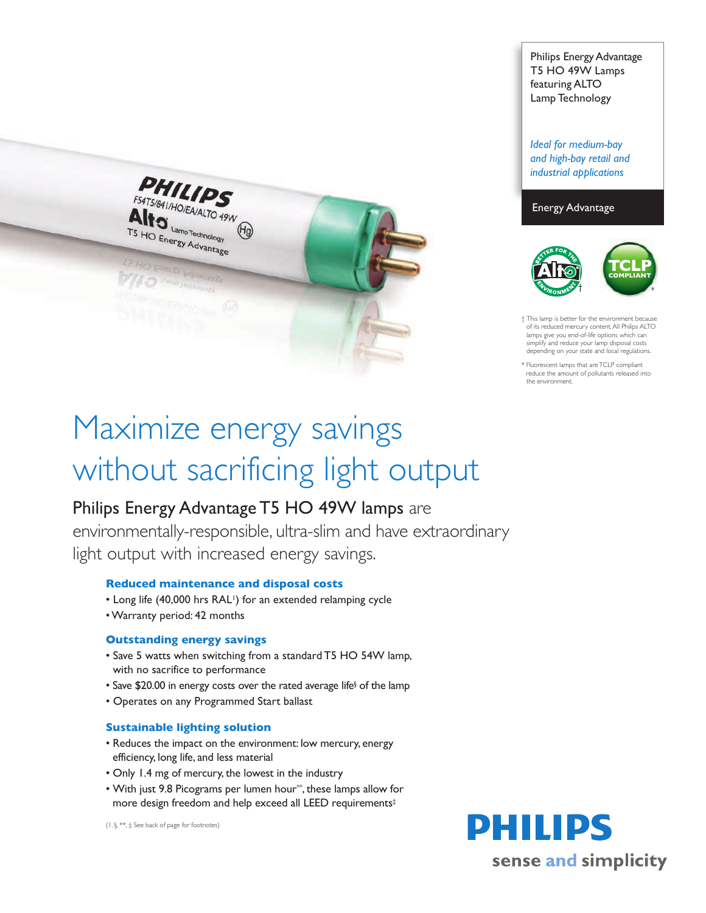Philips Energy Advantage T5 HO 49W Lamps featuring ALTO Lamp Technology

*Ideal for medium-bay and high-bay retail and industrial applications*

Energy Advantage

† This lamp is better for the environment because of its reduced mercury content. All Philips ALTO lamps give you end-of-life options which can simplify and reduce your lamp disposal costs depending on your state and local regulations.

* Fluorescent lamps that are TCLP compliant reduce the amount of pollutants released into the environment.

# Maximize energy savings without sacrificing light output

## Philips Energy Advantage T5 HO 49W lamps are environmentally-responsible, ultra-slim and have extraordinary light output with increased energy savings.

### Reduced maintenance and disposal costs

- Long life (40,000 hrs RAL[I]) for an extended relamping cycle
- Warranty period: 42 months

### Outstanding energy savings

- Save 5 watts when switching from a standard T5 HO 54W lamp, with no sacrifice to performance
- Save $20.00 in energy costs over the rated average life[§] of the lamp
- Operates on any Programmed Start ballast

### Sustainable lighting solution

- Reduces the impact on the environment: low mercury, energy efficiency, long life, and less material
- Only 1.4 mg of mercury, the lowest in the industry
- With just 9.8 Picograms per lumen hour[**], these lamps allow for more design freedom and help exceed all LEED requirements[‡]

(I, §, **, ‡ See back of page for footnotes)

PHILIPS

sense and simplicity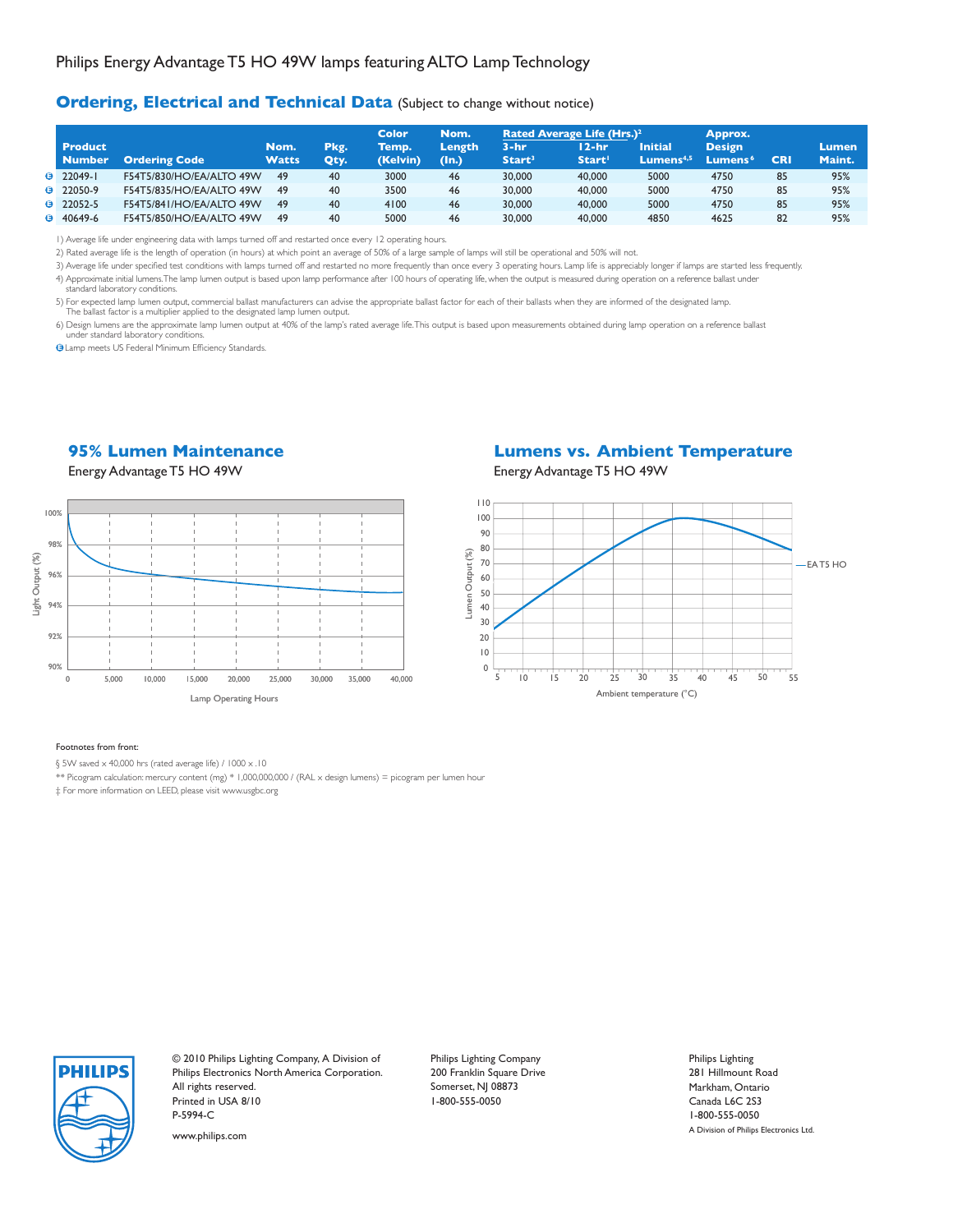Philips Energy Advantage T5 HO 49W lamps featuring ALTO Lamp Technology

## Ordering, Electrical and Technical Data (Subject to change without notice)

| | Product Number | Ordering Code | Nom. Watts | Pkg. Qty. | Color Temp. (Kelvin) | Nom. Length (In.) | Rated Average Life (Hrs.)[2] 3-hr Start[3] | 12-hr Start[1] | Initial Lumens[4,5] | Approx. Design Lumens[6] | CRI | Lumen Maint. |
|---|---|---|---|---|---|---|---|---|---|---|---|---|
| E | 22049-1 | F54T5/830/HO/EA/ALTO 49W | 49 | 40 | 3000 | 46 | 30,000 | 40,000 | 5000 | 4750 | 85 | 95% |
| E | 22050-9 | F54T5/835/HO/EA/ALTO 49W | 49 | 40 | 3500 | 46 | 30,000 | 40,000 | 5000 | 4750 | 85 | 95% |
| E | 22052-5 | F54T5/841/HO/EA/ALTO 49W | 49 | 40 | 4100 | 46 | 30,000 | 40,000 | 5000 | 4750 | 85 | 95% |
| E | 40649-6 | F54T5/850/HO/EA/ALTO 49W | 49 | 40 | 5000 | 46 | 30,000 | 40,000 | 4850 | 4625 | 82 | 95% |

1) Average life under engineering data with lamps turned off and restarted once every 12 operating hours.

2) Rated average life is the length of operation (in hours) at which point an average of 50% of a large sample of lamps will still be operational and 50% will not.

3) Average life under specified test conditions with lamps turned off and restarted no more frequently than once every 3 operating hours. Lamp life is appreciably longer if lamps are started less frequently.

4) Approximate initial lumens. The lamp lumen output is based upon lamp performance after 100 hours of operating life, when the output is measured during operation on a reference ballast under standard laboratory conditions.

5) For expected lamp lumen output, commercial ballast manufacturers can advise the appropriate ballast factor for each of their ballasts when they are informed of the designated lamp. The ballast factor is a multiplier applied to the designated lamp lumen output.

6) Design lumens are the approximate lamp lumen output at 40% of the lamp's rated average life. This output is based upon measurements obtained during lamp operation on a reference ballast under standard laboratory conditions.

E Lamp meets US Federal Minimum Efficiency Standards.

### 95% Lumen Maintenance

Energy Advantage T5 HO 49W

Light Output (%)

100%
98%
96%
94%
92%
90%

0 5,000 10,000 15,000 20,000 25,000 30,000 35,000 40,000

Lamp Operating Hours

### Lumens vs. Ambient Temperature

Energy Advantage T5 HO 49W

Lumen Output (%)

110
100
90
80
70
60
50
40
30
20
10
0

5 10 15 20 25 30 35 40 45 50 55

Ambient temperature (°C)

— EA T5 HO

Footnotes from front:

§ 5W saved x 40,000 hrs (rated average life) / 1000 x .10

** Picogram calculation: mercury content (mg) * 1,000,000,000 / (RAL x design lumens) = picogram per lumen hour

‡ For more information on LEED, please visit www.usgbc.org

PHILIPS

© 2010 Philips Lighting Company, A Division of Philips Electronics North America Corporation.
All rights reserved.
Printed in USA 8/10
P-5994-C

www.philips.com

Philips Lighting Company
200 Franklin Square Drive
Somerset, NJ 08873
1-800-555-0050

Philips Lighting
281 Hillmount Road
Markham, Ontario
Canada L6C 2S3
1-800-555-0050
A Division of Philips Electronics Ltd.